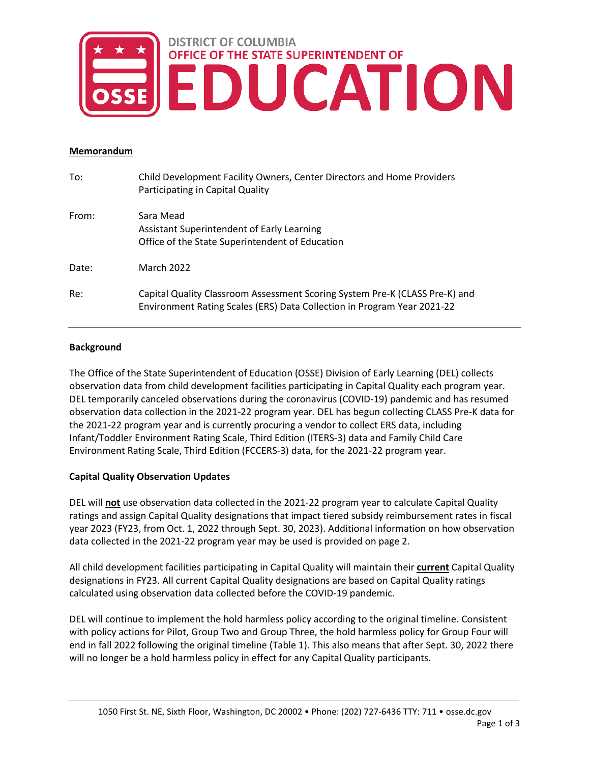DISTRICT OF COLUMBIA
OFFICE OF THE STATE SUPERINTENDENT OF
EDUCATION

**Memorandum**

| | |
|---|---|
| To: | Child Development Facility Owners, Center Directors and Home Providers Participating in Capital Quality |
| From: | Sara Mead<br>Assistant Superintendent of Early Learning<br>Office of the State Superintendent of Education |
| Date: | March 2022 |
| Re: | Capital Quality Classroom Assessment Scoring System Pre-K (CLASS Pre-K) and Environment Rating Scales (ERS) Data Collection in Program Year 2021-22 |

**Background**

The Office of the State Superintendent of Education (OSSE) Division of Early Learning (DEL) collects observation data from child development facilities participating in Capital Quality each program year. DEL temporarily canceled observations during the coronavirus (COVID-19) pandemic and has resumed observation data collection in the 2021-22 program year. DEL has begun collecting CLASS Pre-K data for the 2021-22 program year and is currently procuring a vendor to collect ERS data, including Infant/Toddler Environment Rating Scale, Third Edition (ITERS-3) data and Family Child Care Environment Rating Scale, Third Edition (FCCERS-3) data, for the 2021-22 program year.

**Capital Quality Observation Updates**

DEL will **not** use observation data collected in the 2021-22 program year to calculate Capital Quality ratings and assign Capital Quality designations that impact tiered subsidy reimbursement rates in fiscal year 2023 (FY23, from Oct. 1, 2022 through Sept. 30, 2023). Additional information on how observation data collected in the 2021-22 program year may be used is provided on page 2.

All child development facilities participating in Capital Quality will maintain their **current** Capital Quality designations in FY23. All current Capital Quality designations are based on Capital Quality ratings calculated using observation data collected before the COVID-19 pandemic.

DEL will continue to implement the hold harmless policy according to the original timeline. Consistent with policy actions for Pilot, Group Two and Group Three, the hold harmless policy for Group Four will end in fall 2022 following the original timeline (Table 1). This also means that after Sept. 30, 2022 there will no longer be a hold harmless policy in effect for any Capital Quality participants.

1050 First St. NE, Sixth Floor, Washington, DC 20002 • Phone: (202) 727-6436 TTY: 711 • osse.dc.gov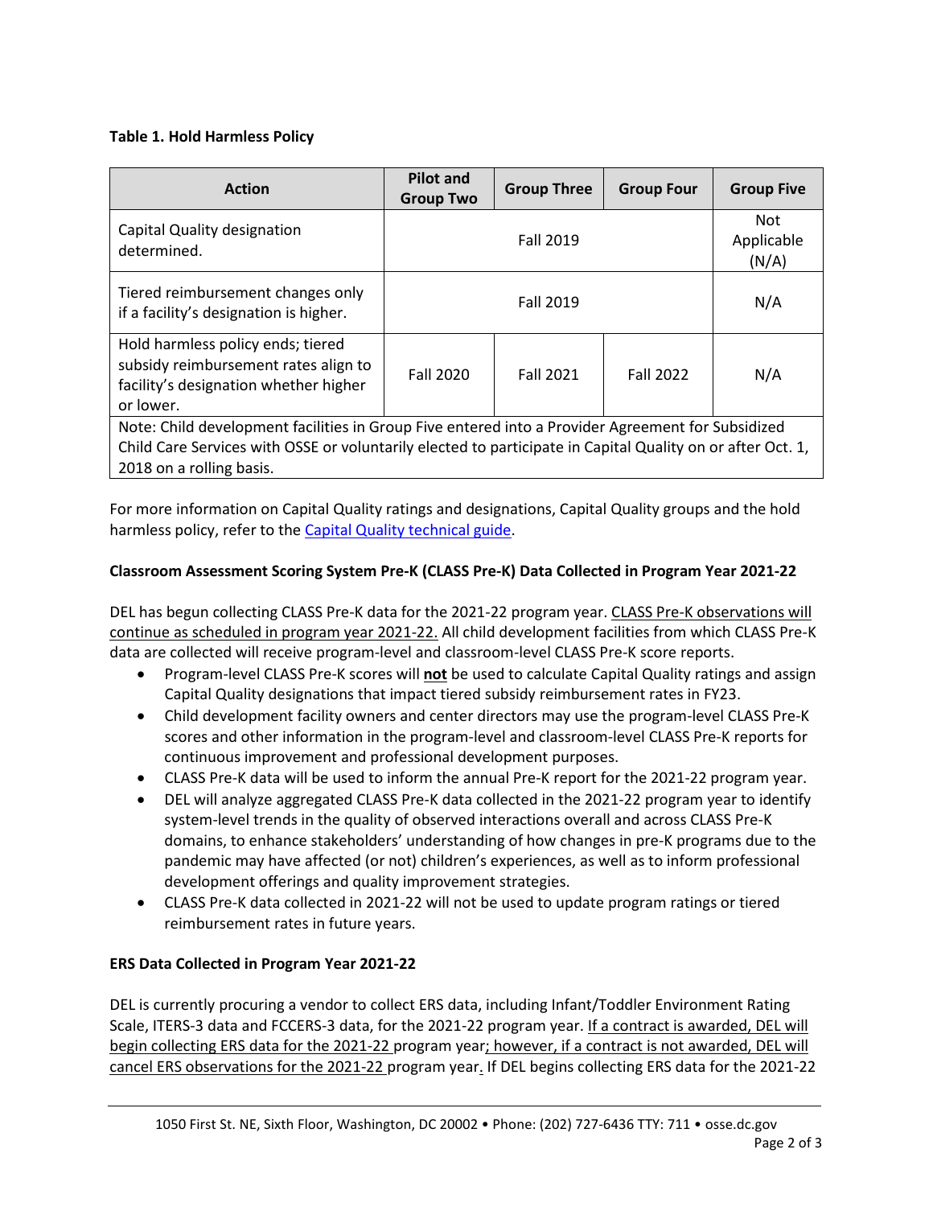**Table 1. Hold Harmless Policy**

| Action | Pilot and Group Two | Group Three | Group Four | Group Five |
|---|---|---|---|---|
| Capital Quality designation determined. | Fall 2019 | | | Not Applicable (N/A) |
| Tiered reimbursement changes only if a facility's designation is higher. | Fall 2019 | | | N/A |
| Hold harmless policy ends; tiered subsidy reimbursement rates align to facility's designation whether higher or lower. | Fall 2020 | Fall 2021 | Fall 2022 | N/A |
| Note: Child development facilities in Group Five entered into a Provider Agreement for Subsidized Child Care Services with OSSE or voluntarily elected to participate in Capital Quality on or after Oct. 1, 2018 on a rolling basis. | | | | |

For more information on Capital Quality ratings and designations, Capital Quality groups and the hold harmless policy, refer to the Capital Quality technical guide.

**Classroom Assessment Scoring System Pre-K (CLASS Pre-K) Data Collected in Program Year 2021-22**

DEL has begun collecting CLASS Pre-K data for the 2021-22 program year. CLASS Pre-K observations will continue as scheduled in program year 2021-22. All child development facilities from which CLASS Pre-K data are collected will receive program-level and classroom-level CLASS Pre-K score reports.

- Program-level CLASS Pre-K scores will **not** be used to calculate Capital Quality ratings and assign Capital Quality designations that impact tiered subsidy reimbursement rates in FY23.
- Child development facility owners and center directors may use the program-level CLASS Pre-K scores and other information in the program-level and classroom-level CLASS Pre-K reports for continuous improvement and professional development purposes.
- CLASS Pre-K data will be used to inform the annual Pre-K report for the 2021-22 program year.
- DEL will analyze aggregated CLASS Pre-K data collected in the 2021-22 program year to identify system-level trends in the quality of observed interactions overall and across CLASS Pre-K domains, to enhance stakeholders' understanding of how changes in pre-K programs due to the pandemic may have affected (or not) children's experiences, as well as to inform professional development offerings and quality improvement strategies.
- CLASS Pre-K data collected in 2021-22 will not be used to update program ratings or tiered reimbursement rates in future years.

**ERS Data Collected in Program Year 2021-22**

DEL is currently procuring a vendor to collect ERS data, including Infant/Toddler Environment Rating Scale, ITERS-3 data and FCCERS-3 data, for the 2021-22 program year. If a contract is awarded, DEL will begin collecting ERS data for the 2021-22 program year; however, if a contract is not awarded, DEL will cancel ERS observations for the 2021-22 program year. If DEL begins collecting ERS data for the 2021-22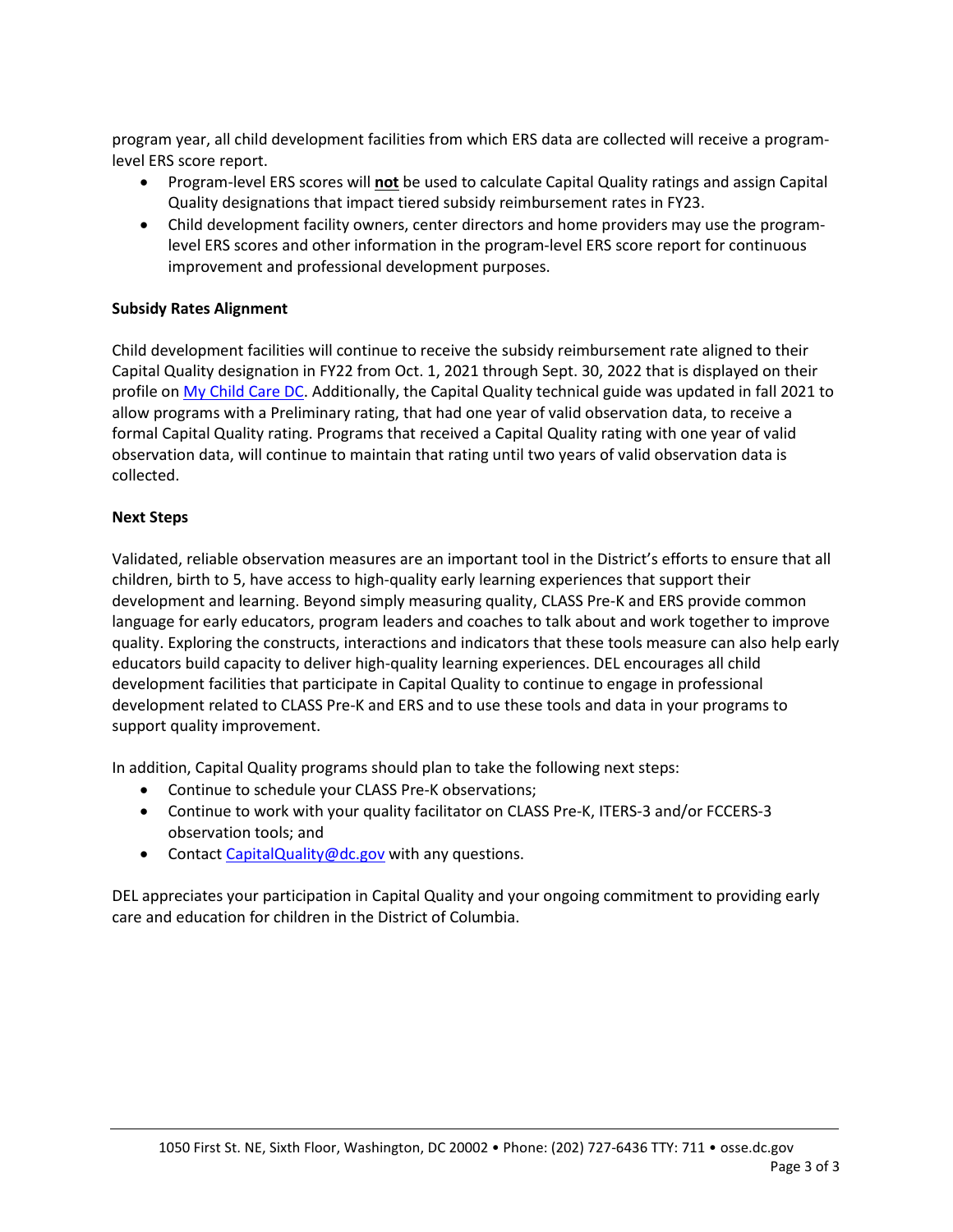program year, all child development facilities from which ERS data are collected will receive a program-level ERS score report.

- Program-level ERS scores will **not** be used to calculate Capital Quality ratings and assign Capital Quality designations that impact tiered subsidy reimbursement rates in FY23.
- Child development facility owners, center directors and home providers may use the program-level ERS scores and other information in the program-level ERS score report for continuous improvement and professional development purposes.

**Subsidy Rates Alignment**

Child development facilities will continue to receive the subsidy reimbursement rate aligned to their Capital Quality designation in FY22 from Oct. 1, 2021 through Sept. 30, 2022 that is displayed on their profile on [My Child Care DC](). Additionally, the Capital Quality technical guide was updated in fall 2021 to allow programs with a Preliminary rating, that had one year of valid observation data, to receive a formal Capital Quality rating. Programs that received a Capital Quality rating with one year of valid observation data, will continue to maintain that rating until two years of valid observation data is collected.

**Next Steps**

Validated, reliable observation measures are an important tool in the District's efforts to ensure that all children, birth to 5, have access to high-quality early learning experiences that support their development and learning. Beyond simply measuring quality, CLASS Pre-K and ERS provide common language for early educators, program leaders and coaches to talk about and work together to improve quality. Exploring the constructs, interactions and indicators that these tools measure can also help early educators build capacity to deliver high-quality learning experiences. DEL encourages all child development facilities that participate in Capital Quality to continue to engage in professional development related to CLASS Pre-K and ERS and to use these tools and data in your programs to support quality improvement.

In addition, Capital Quality programs should plan to take the following next steps:

- Continue to schedule your CLASS Pre-K observations;
- Continue to work with your quality facilitator on CLASS Pre-K, ITERS-3 and/or FCCERS-3 observation tools; and
- Contact CapitalQuality@dc.gov with any questions.

DEL appreciates your participation in Capital Quality and your ongoing commitment to providing early care and education for children in the District of Columbia.